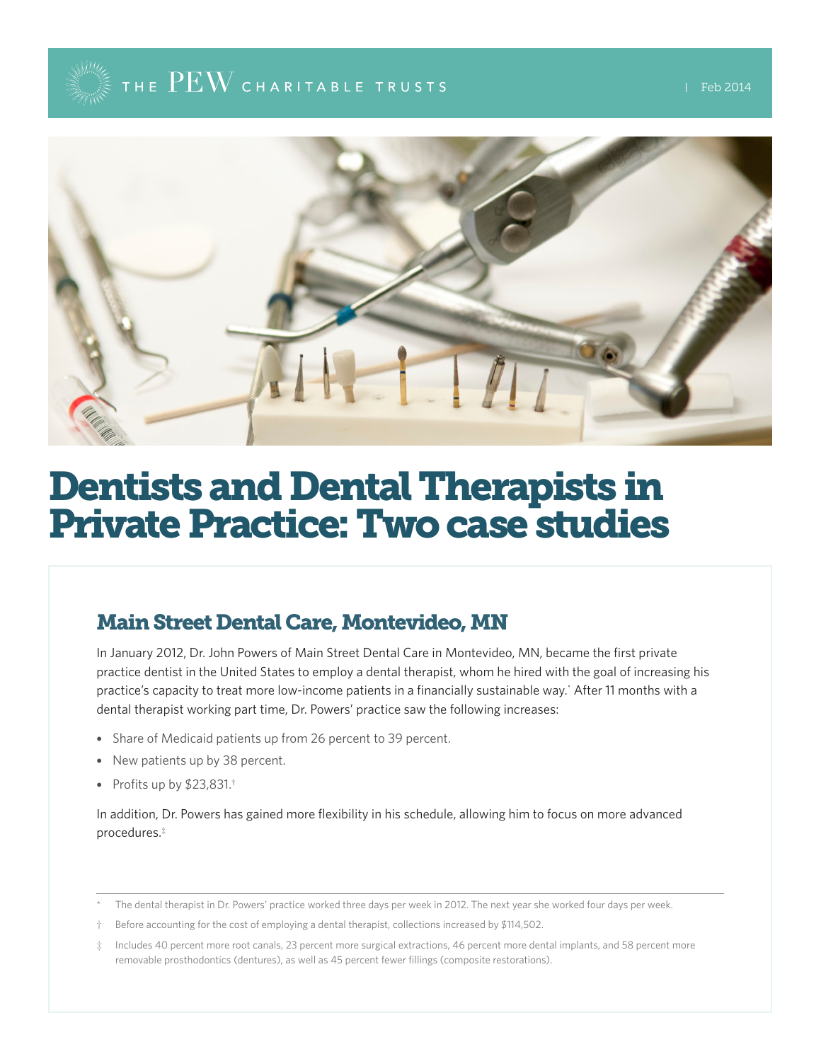# Dentists and Dental Therapists in Private Practice: Two case studies

## Main Street Dental Care, Montevideo, MN

In January 2012, Dr. John Powers of Main Street Dental Care in Montevideo, MN, became the first private practice dentist in the United States to employ a dental therapist, whom he hired with the goal of increasing his practice's capacity to treat more low-income patients in a financially sustainable way.* After 11 months with a dental therapist working part time, Dr. Powers' practice saw the following increases:

- Share of Medicaid patients up from 26 percent to 39 percent.
- New patients up by 38 percent.
- Profits up by $23,831.†

In addition, Dr. Powers has gained more flexibility in his schedule, allowing him to focus on more advanced procedures.‡

---

\* The dental therapist in Dr. Powers' practice worked three days per week in 2012. The next year she worked four days per week.

† Before accounting for the cost of employing a dental therapist, collections increased by $114,502.

‡ Includes 40 percent more root canals, 23 percent more surgical extractions, 46 percent more dental implants, and 58 percent more removable prosthodontics (dentures), as well as 45 percent fewer fillings (composite restorations).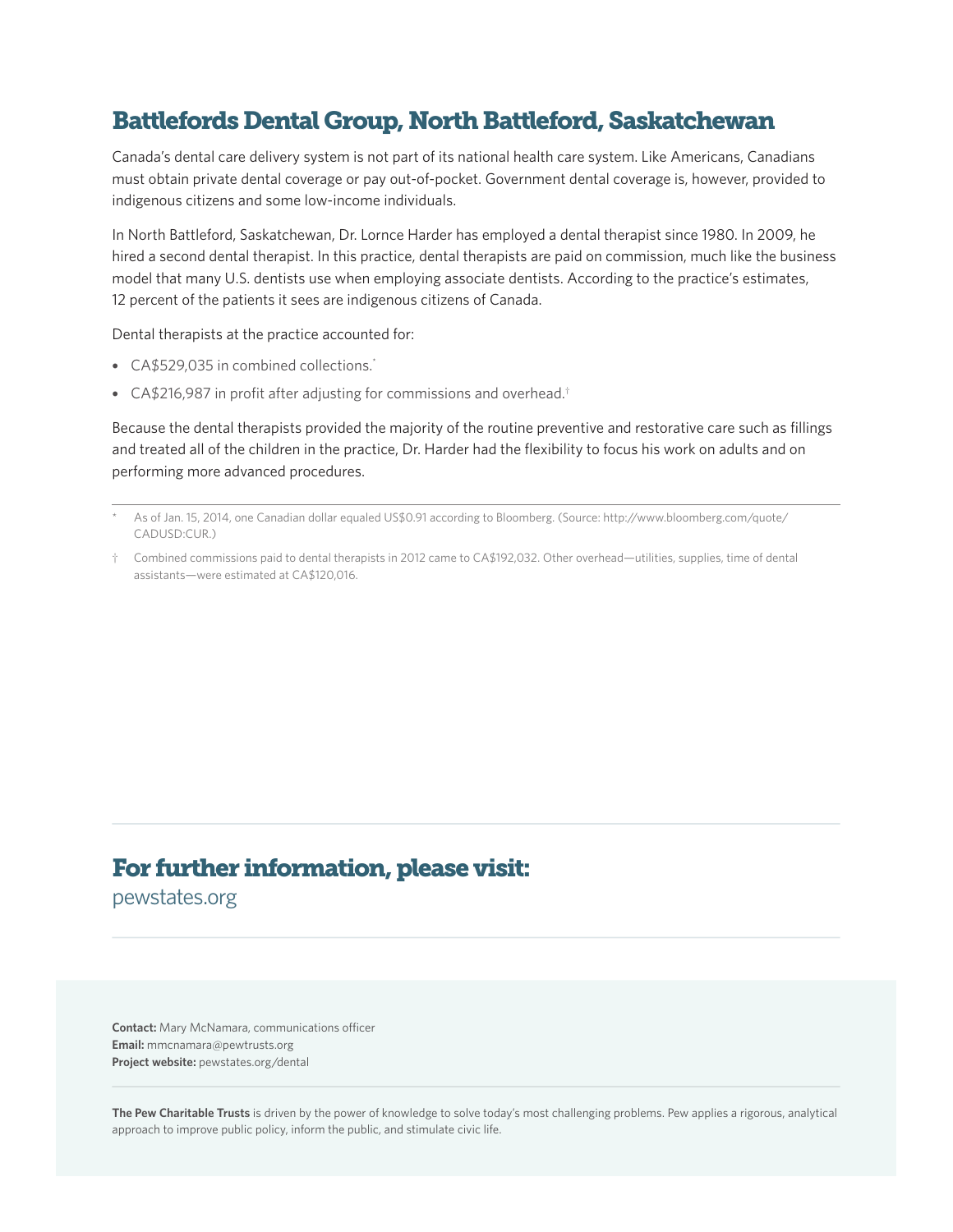## Battlefords Dental Group, North Battleford, Saskatchewan

Canada's dental care delivery system is not part of its national health care system. Like Americans, Canadians must obtain private dental coverage or pay out-of-pocket. Government dental coverage is, however, provided to indigenous citizens and some low-income individuals.

In North Battleford, Saskatchewan, Dr. Lornce Harder has employed a dental therapist since 1980. In 2009, he hired a second dental therapist. In this practice, dental therapists are paid on commission, much like the business model that many U.S. dentists use when employing associate dentists. According to the practice's estimates, 12 percent of the patients it sees are indigenous citizens of Canada.

Dental therapists at the practice accounted for:

- CA$529,035 in combined collections.*
- CA$216,987 in profit after adjusting for commissions and overhead.†

Because the dental therapists provided the majority of the routine preventive and restorative care such as fillings and treated all of the children in the practice, Dr. Harder had the flexibility to focus his work on adults and on performing more advanced procedures.

---

\* As of Jan. 15, 2014, one Canadian dollar equaled US$0.91 according to Bloomberg. (Source: http://www.bloomberg.com/quote/CADUSD:CUR.)

† Combined commissions paid to dental therapists in 2012 came to CA$192,032. Other overhead—utilities, supplies, time of dental assistants—were estimated at CA$120,016.

---

## For further information, please visit:

pewstates.org

---

**Contact:** Mary McNamara, communications officer
**Email:** mmcnamara@pewtrusts.org
**Project website:** pewstates.org/dental

**The Pew Charitable Trusts** is driven by the power of knowledge to solve today's most challenging problems. Pew applies a rigorous, analytical approach to improve public policy, inform the public, and stimulate civic life.